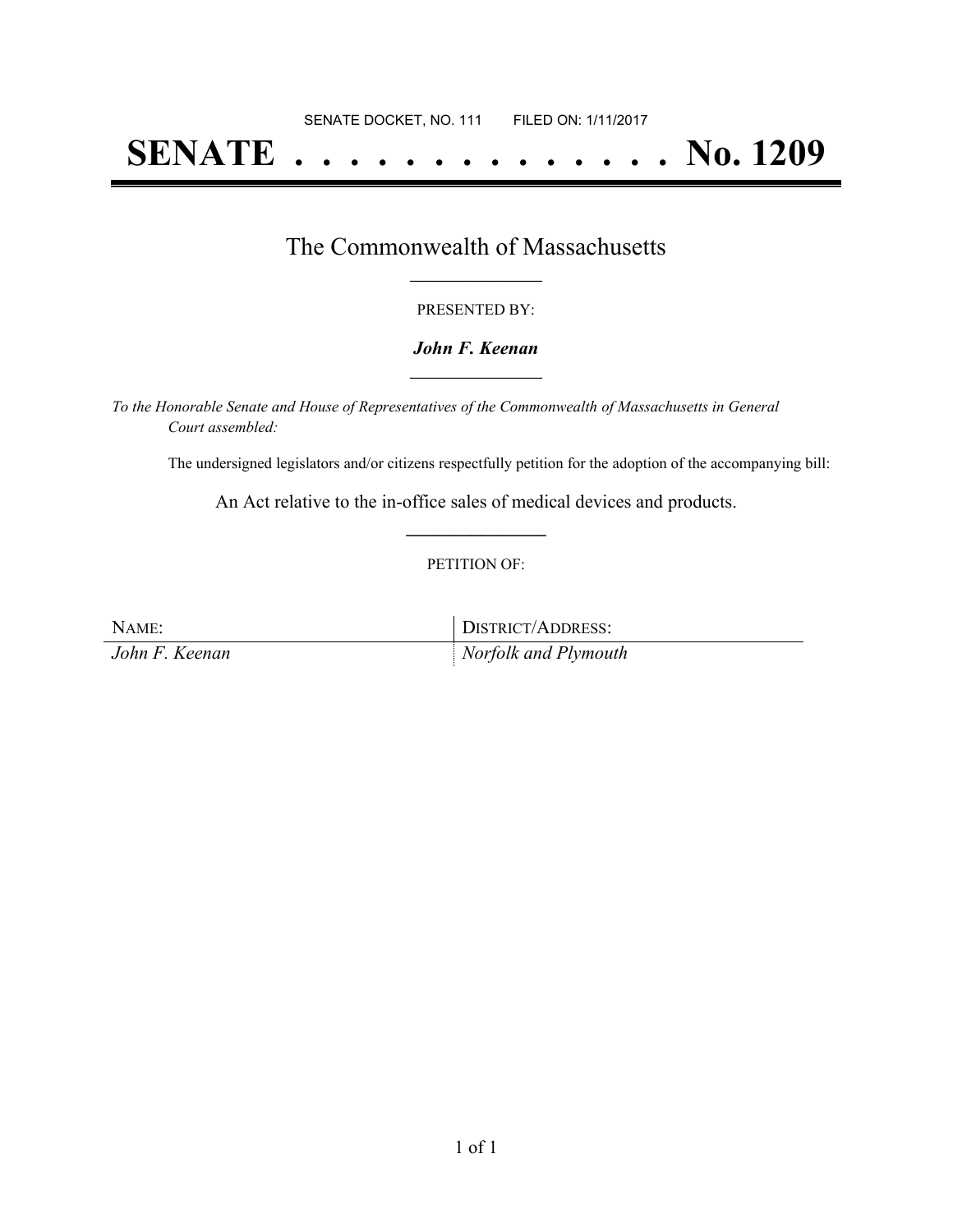SENATE DOCKET, NO. 111        FILED ON: 1/11/2017

# SENATE . . . . . . . . . . . . . . No. 1209

## The Commonwealth of Massachusetts

PRESENTED BY:

***John F. Keenan***

*To the Honorable Senate and House of Representatives of the Commonwealth of Massachusetts in General Court assembled:*

The undersigned legislators and/or citizens respectfully petition for the adoption of the accompanying bill:

An Act relative to the in-office sales of medical devices and products.

PETITION OF:

| NAME: | DISTRICT/ADDRESS: |
|---|---|
| *John F. Keenan* | *Norfolk and Plymouth* |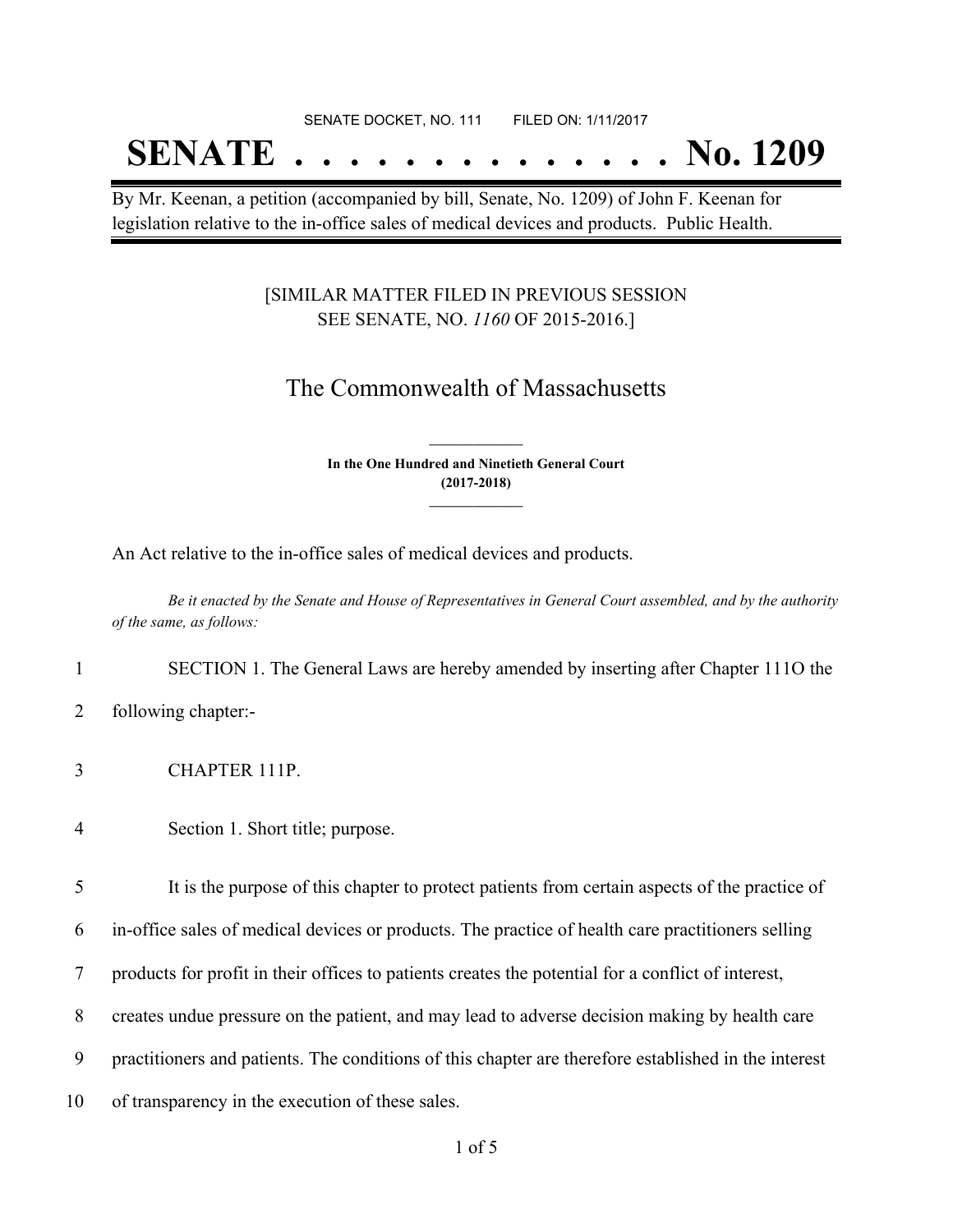SENATE DOCKET, NO. 111        FILED ON: 1/11/2017

# SENATE . . . . . . . . . . . . . . No. 1209

By Mr. Keenan, a petition (accompanied by bill, Senate, No. 1209) of John F. Keenan for legislation relative to the in-office sales of medical devices and products. Public Health.

[SIMILAR MATTER FILED IN PREVIOUS SESSION SEE SENATE, NO. *1160* OF 2015-2016.]

## The Commonwealth of Massachusetts

**In the One Hundred and Ninetieth General Court (2017-2018)**

An Act relative to the in-office sales of medical devices and products.

*Be it enacted by the Senate and House of Representatives in General Court assembled, and by the authority of the same, as follows:*

1 SECTION 1. The General Laws are hereby amended by inserting after Chapter 111O the
2 following chapter:-

3 CHAPTER 111P.

4 Section 1. Short title; purpose.

5 It is the purpose of this chapter to protect patients from certain aspects of the practice of
6 in-office sales of medical devices or products. The practice of health care practitioners selling
7 products for profit in their offices to patients creates the potential for a conflict of interest,
8 creates undue pressure on the patient, and may lead to adverse decision making by health care
9 practitioners and patients. The conditions of this chapter are therefore established in the interest
10 of transparency in the execution of these sales.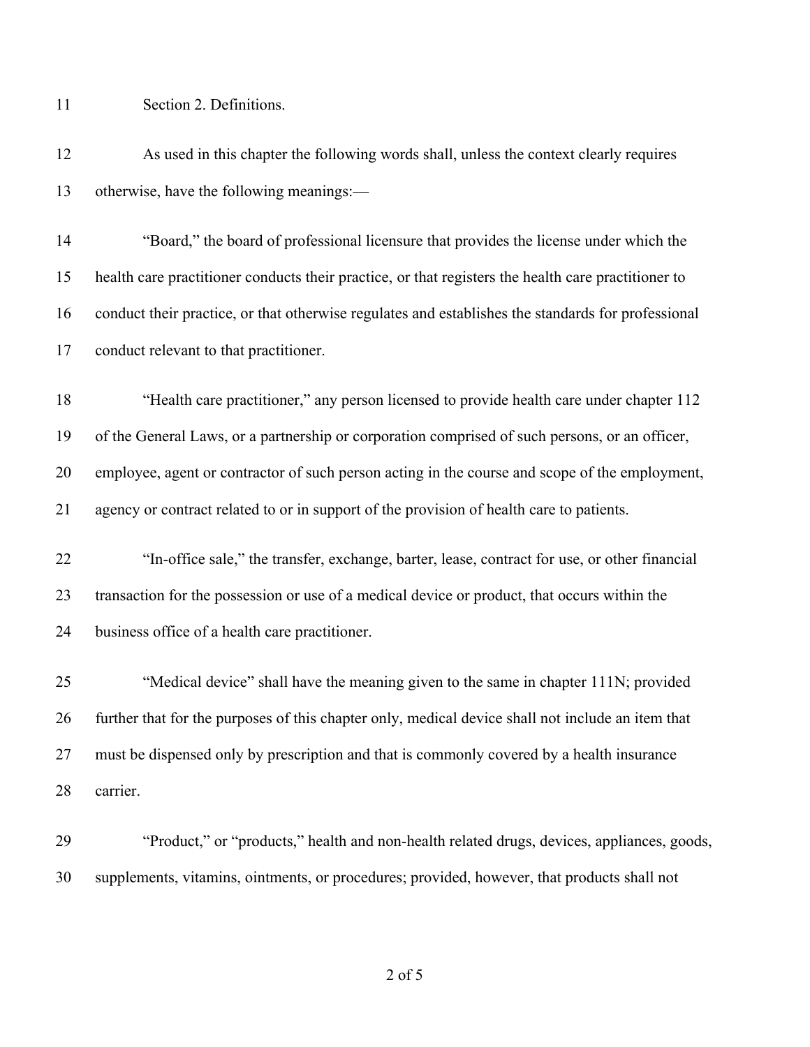Section 2. Definitions.

As used in this chapter the following words shall, unless the context clearly requires otherwise, have the following meanings:—

"Board," the board of professional licensure that provides the license under which the health care practitioner conducts their practice, or that registers the health care practitioner to conduct their practice, or that otherwise regulates and establishes the standards for professional conduct relevant to that practitioner.

"Health care practitioner," any person licensed to provide health care under chapter 112 of the General Laws, or a partnership or corporation comprised of such persons, or an officer, employee, agent or contractor of such person acting in the course and scope of the employment, agency or contract related to or in support of the provision of health care to patients.

"In-office sale," the transfer, exchange, barter, lease, contract for use, or other financial transaction for the possession or use of a medical device or product, that occurs within the business office of a health care practitioner.

"Medical device" shall have the meaning given to the same in chapter 111N; provided further that for the purposes of this chapter only, medical device shall not include an item that must be dispensed only by prescription and that is commonly covered by a health insurance carrier.

"Product," or "products," health and non-health related drugs, devices, appliances, goods, supplements, vitamins, ointments, or procedures; provided, however, that products shall not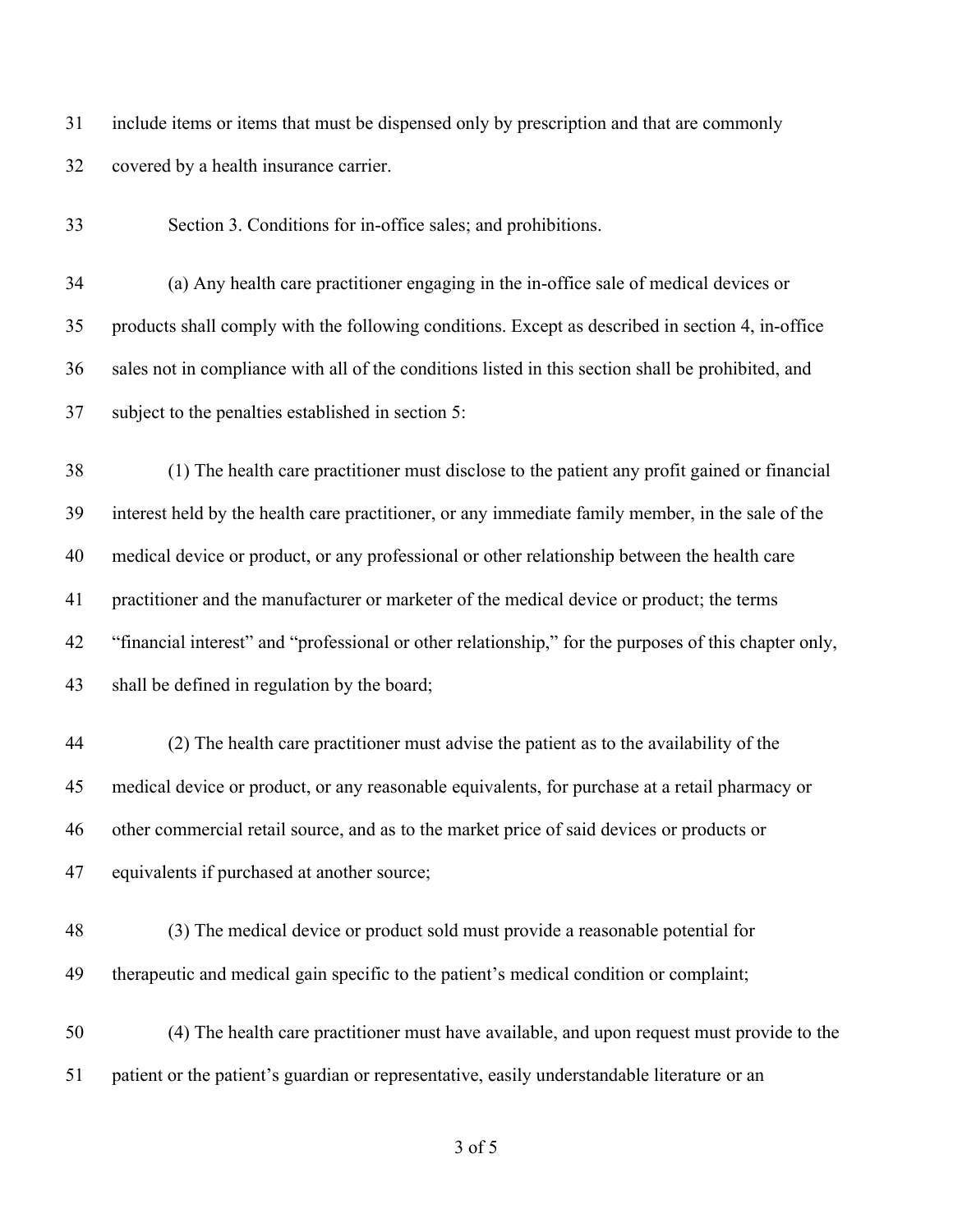include items or items that must be dispensed only by prescription and that are commonly covered by a health insurance carrier.

Section 3. Conditions for in-office sales; and prohibitions.

(a) Any health care practitioner engaging in the in-office sale of medical devices or products shall comply with the following conditions. Except as described in section 4, in-office sales not in compliance with all of the conditions listed in this section shall be prohibited, and subject to the penalties established in section 5:

(1) The health care practitioner must disclose to the patient any profit gained or financial interest held by the health care practitioner, or any immediate family member, in the sale of the medical device or product, or any professional or other relationship between the health care practitioner and the manufacturer or marketer of the medical device or product; the terms "financial interest" and "professional or other relationship," for the purposes of this chapter only, shall be defined in regulation by the board;

(2) The health care practitioner must advise the patient as to the availability of the medical device or product, or any reasonable equivalents, for purchase at a retail pharmacy or other commercial retail source, and as to the market price of said devices or products or equivalents if purchased at another source;

(3) The medical device or product sold must provide a reasonable potential for therapeutic and medical gain specific to the patient's medical condition or complaint;

(4) The health care practitioner must have available, and upon request must provide to the patient or the patient's guardian or representative, easily understandable literature or an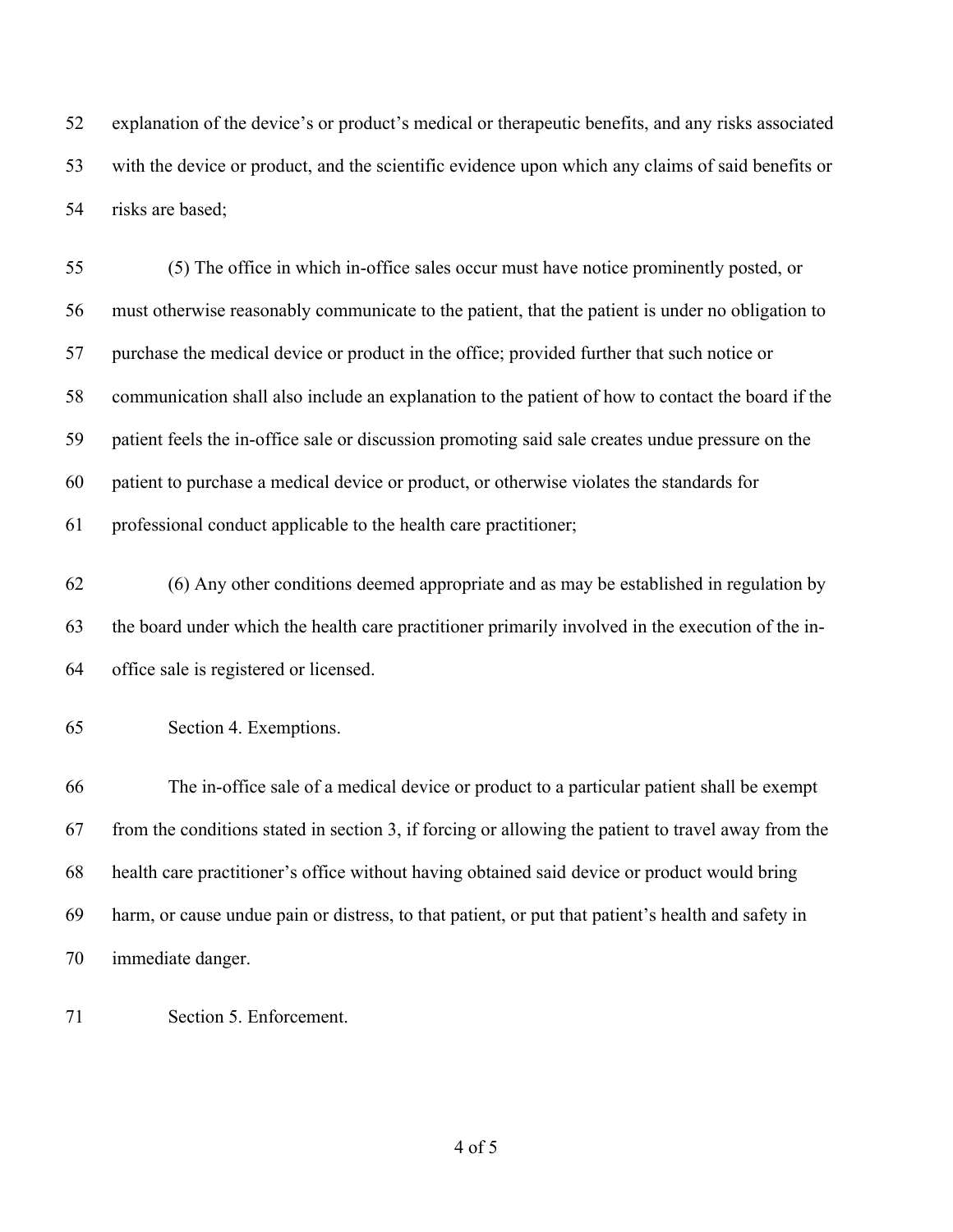explanation of the device's or product's medical or therapeutic benefits, and any risks associated with the device or product, and the scientific evidence upon which any claims of said benefits or risks are based;

(5) The office in which in-office sales occur must have notice prominently posted, or must otherwise reasonably communicate to the patient, that the patient is under no obligation to purchase the medical device or product in the office; provided further that such notice or communication shall also include an explanation to the patient of how to contact the board if the patient feels the in-office sale or discussion promoting said sale creates undue pressure on the patient to purchase a medical device or product, or otherwise violates the standards for professional conduct applicable to the health care practitioner;

(6) Any other conditions deemed appropriate and as may be established in regulation by the board under which the health care practitioner primarily involved in the execution of the in-office sale is registered or licensed.

Section 4. Exemptions.

The in-office sale of a medical device or product to a particular patient shall be exempt from the conditions stated in section 3, if forcing or allowing the patient to travel away from the health care practitioner's office without having obtained said device or product would bring harm, or cause undue pain or distress, to that patient, or put that patient's health and safety in immediate danger.

Section 5. Enforcement.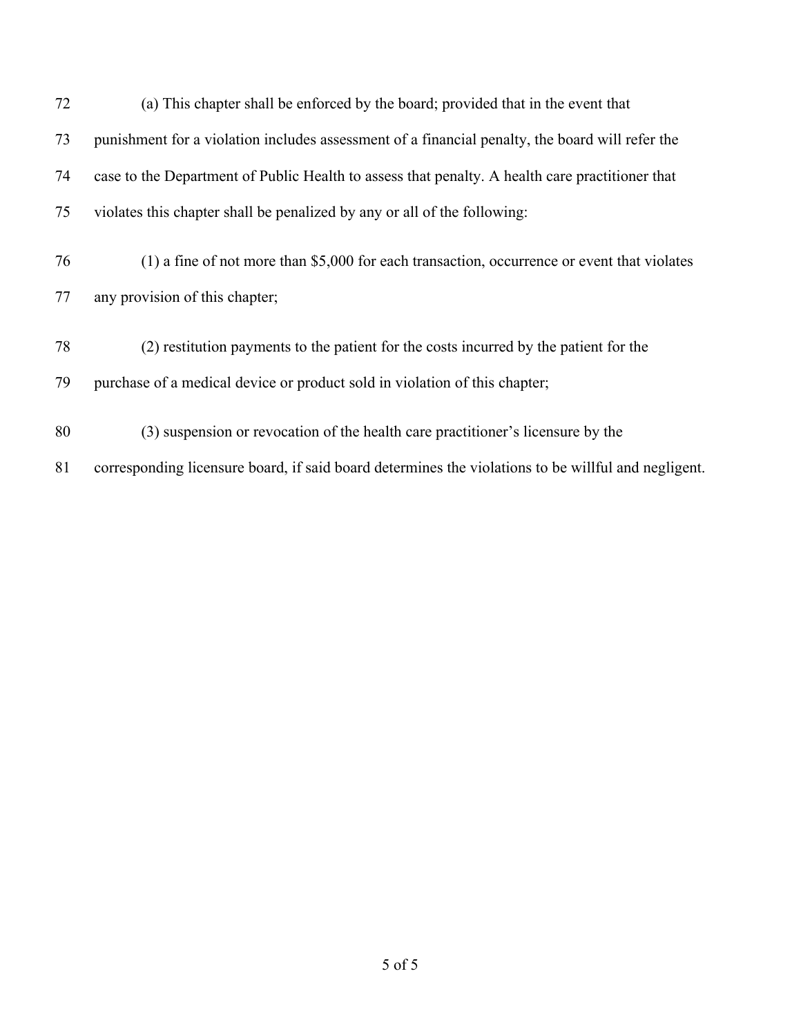(a) This chapter shall be enforced by the board; provided that in the event that punishment for a violation includes assessment of a financial penalty, the board will refer the case to the Department of Public Health to assess that penalty. A health care practitioner that violates this chapter shall be penalized by any or all of the following:

(1) a fine of not more than $5,000 for each transaction, occurrence or event that violates any provision of this chapter;

(2) restitution payments to the patient for the costs incurred by the patient for the purchase of a medical device or product sold in violation of this chapter;

(3) suspension or revocation of the health care practitioner's licensure by the corresponding licensure board, if said board determines the violations to be willful and negligent.